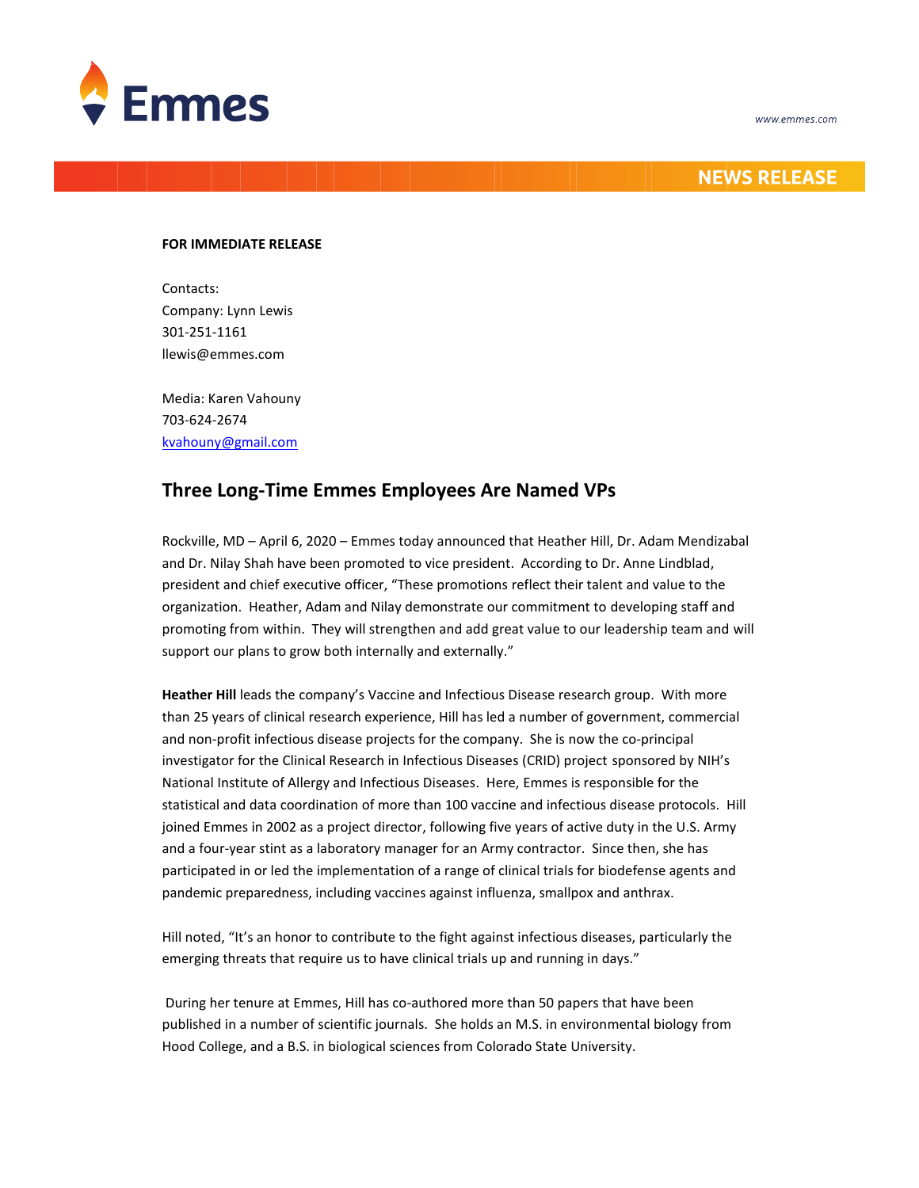Emmes

www.emmes.com

NEWS RELEASE

**FOR IMMEDIATE RELEASE**

Contacts:
Company: Lynn Lewis
301-251-1161
llewis@emmes.com

Media: Karen Vahouny
703-624-2674
kvahouny@gmail.com

## Three Long-Time Emmes Employees Are Named VPs

Rockville, MD – April 6, 2020 – Emmes today announced that Heather Hill, Dr. Adam Mendizabal and Dr. Nilay Shah have been promoted to vice president. According to Dr. Anne Lindblad, president and chief executive officer, "These promotions reflect their talent and value to the organization. Heather, Adam and Nilay demonstrate our commitment to developing staff and promoting from within. They will strengthen and add great value to our leadership team and will support our plans to grow both internally and externally."

**Heather Hill** leads the company's Vaccine and Infectious Disease research group. With more than 25 years of clinical research experience, Hill has led a number of government, commercial and non-profit infectious disease projects for the company. She is now the co-principal investigator for the Clinical Research in Infectious Diseases (CRID) project sponsored by NIH's National Institute of Allergy and Infectious Diseases. Here, Emmes is responsible for the statistical and data coordination of more than 100 vaccine and infectious disease protocols. Hill joined Emmes in 2002 as a project director, following five years of active duty in the U.S. Army and a four-year stint as a laboratory manager for an Army contractor. Since then, she has participated in or led the implementation of a range of clinical trials for biodefense agents and pandemic preparedness, including vaccines against influenza, smallpox and anthrax.

Hill noted, "It's an honor to contribute to the fight against infectious diseases, particularly the emerging threats that require us to have clinical trials up and running in days."

During her tenure at Emmes, Hill has co-authored more than 50 papers that have been published in a number of scientific journals. She holds an M.S. in environmental biology from Hood College, and a B.S. in biological sciences from Colorado State University.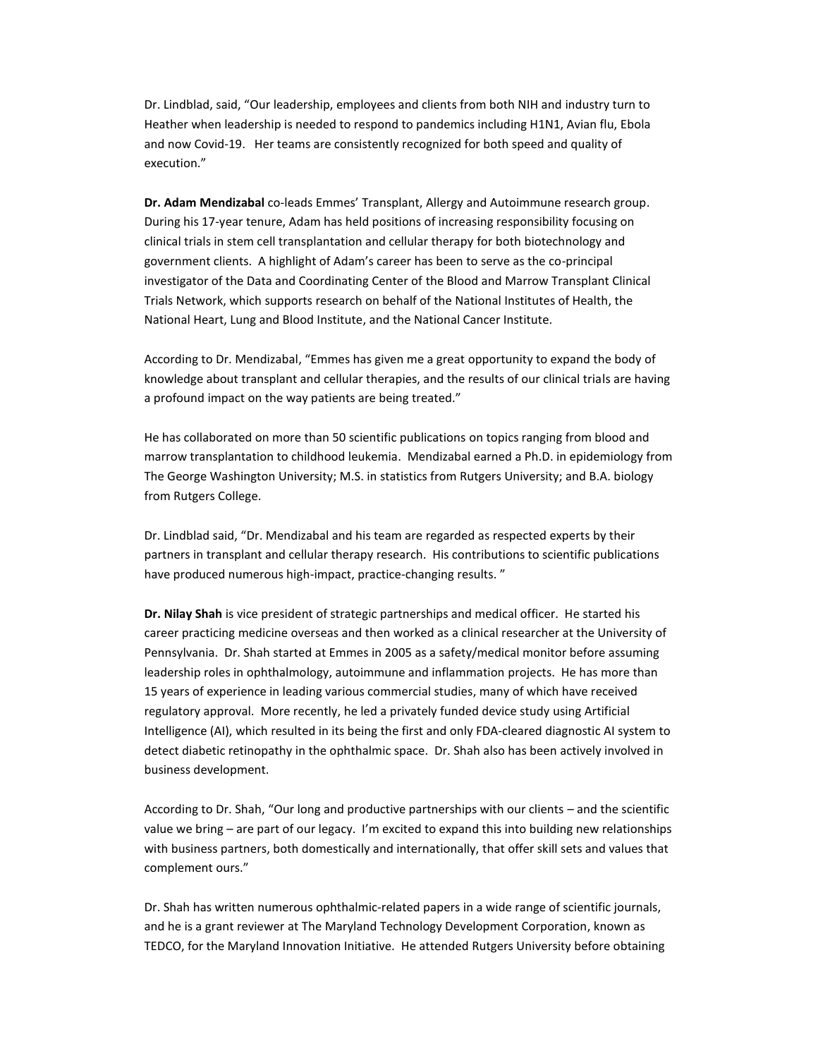Dr. Lindblad, said, "Our leadership, employees and clients from both NIH and industry turn to Heather when leadership is needed to respond to pandemics including H1N1, Avian flu, Ebola and now Covid-19. Her teams are consistently recognized for both speed and quality of execution."

**Dr. Adam Mendizabal** co-leads Emmes' Transplant, Allergy and Autoimmune research group. During his 17-year tenure, Adam has held positions of increasing responsibility focusing on clinical trials in stem cell transplantation and cellular therapy for both biotechnology and government clients. A highlight of Adam's career has been to serve as the co-principal investigator of the Data and Coordinating Center of the Blood and Marrow Transplant Clinical Trials Network, which supports research on behalf of the National Institutes of Health, the National Heart, Lung and Blood Institute, and the National Cancer Institute.

According to Dr. Mendizabal, "Emmes has given me a great opportunity to expand the body of knowledge about transplant and cellular therapies, and the results of our clinical trials are having a profound impact on the way patients are being treated."

He has collaborated on more than 50 scientific publications on topics ranging from blood and marrow transplantation to childhood leukemia. Mendizabal earned a Ph.D. in epidemiology from The George Washington University; M.S. in statistics from Rutgers University; and B.A. biology from Rutgers College.

Dr. Lindblad said, "Dr. Mendizabal and his team are regarded as respected experts by their partners in transplant and cellular therapy research. His contributions to scientific publications have produced numerous high-impact, practice-changing results. "

**Dr. Nilay Shah** is vice president of strategic partnerships and medical officer. He started his career practicing medicine overseas and then worked as a clinical researcher at the University of Pennsylvania. Dr. Shah started at Emmes in 2005 as a safety/medical monitor before assuming leadership roles in ophthalmology, autoimmune and inflammation projects. He has more than 15 years of experience in leading various commercial studies, many of which have received regulatory approval. More recently, he led a privately funded device study using Artificial Intelligence (AI), which resulted in its being the first and only FDA-cleared diagnostic AI system to detect diabetic retinopathy in the ophthalmic space. Dr. Shah also has been actively involved in business development.

According to Dr. Shah, "Our long and productive partnerships with our clients – and the scientific value we bring – are part of our legacy. I'm excited to expand this into building new relationships with business partners, both domestically and internationally, that offer skill sets and values that complement ours."

Dr. Shah has written numerous ophthalmic-related papers in a wide range of scientific journals, and he is a grant reviewer at The Maryland Technology Development Corporation, known as TEDCO, for the Maryland Innovation Initiative. He attended Rutgers University before obtaining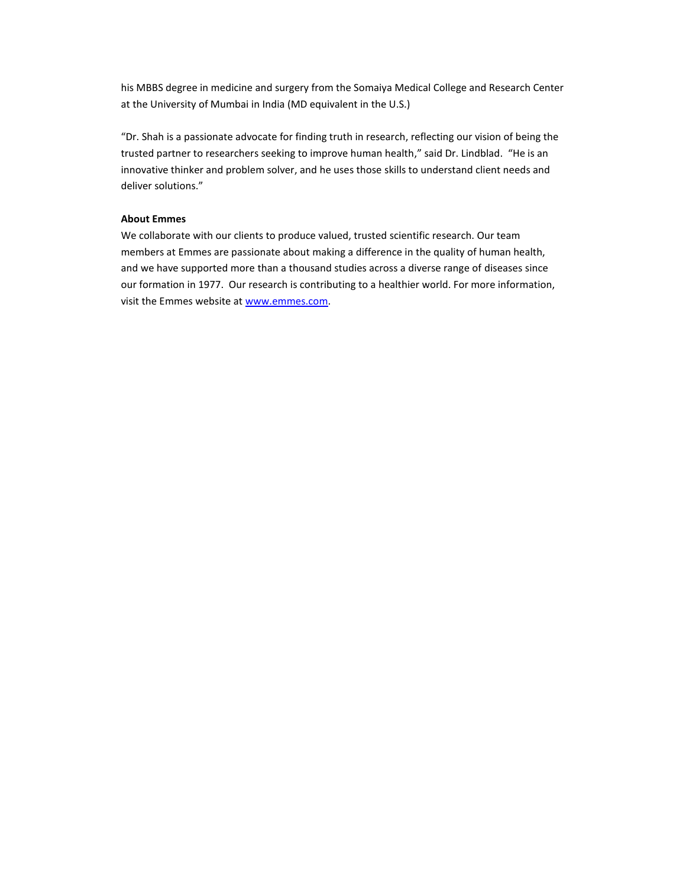his MBBS degree in medicine and surgery from the Somaiya Medical College and Research Center at the University of Mumbai in India (MD equivalent in the U.S.)

"Dr. Shah is a passionate advocate for finding truth in research, reflecting our vision of being the trusted partner to researchers seeking to improve human health," said Dr. Lindblad. "He is an innovative thinker and problem solver, and he uses those skills to understand client needs and deliver solutions."

**About Emmes**

We collaborate with our clients to produce valued, trusted scientific research. Our team members at Emmes are passionate about making a difference in the quality of human health, and we have supported more than a thousand studies across a diverse range of diseases since our formation in 1977. Our research is contributing to a healthier world. For more information, visit the Emmes website at www.emmes.com.